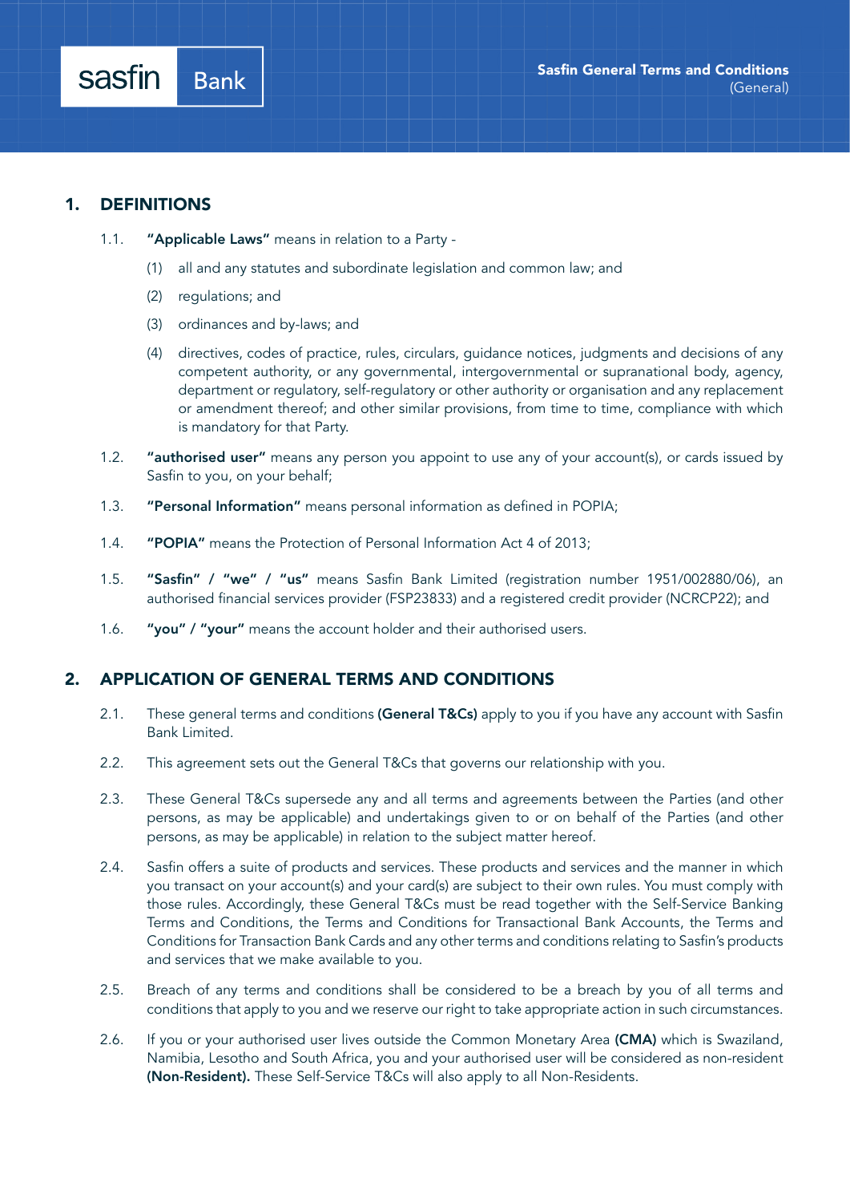## 1. DEFINITIONS

1.1. **"Applicable Laws"** means in relation to a Party -

(1) all and any statutes and subordinate legislation and common law; and

(2) regulations; and

(3) ordinances and by-laws; and

(4) directives, codes of practice, rules, circulars, guidance notices, judgments and decisions of any competent authority, or any governmental, intergovernmental or supranational body, agency, department or regulatory, self-regulatory or other authority or organisation and any replacement or amendment thereof; and other similar provisions, from time to time, compliance with which is mandatory for that Party.

1.2. **"authorised user"** means any person you appoint to use any of your account(s), or cards issued by Sasfin to you, on your behalf;

1.3. **"Personal Information"** means personal information as defined in POPIA;

1.4. **"POPIA"** means the Protection of Personal Information Act 4 of 2013;

1.5. **"Sasfin"** / **"we"** / **"us"** means Sasfin Bank Limited (registration number 1951/002880/06), an authorised financial services provider (FSP23833) and a registered credit provider (NCRCP22); and

1.6. **"you"** / **"your"** means the account holder and their authorised users.

## 2. APPLICATION OF GENERAL TERMS AND CONDITIONS

2.1. These general terms and conditions **(General T&Cs)** apply to you if you have any account with Sasfin Bank Limited.

2.2. This agreement sets out the General T&Cs that governs our relationship with you.

2.3. These General T&Cs supersede any and all terms and agreements between the Parties (and other persons, as may be applicable) and undertakings given to or on behalf of the Parties (and other persons, as may be applicable) in relation to the subject matter hereof.

2.4. Sasfin offers a suite of products and services. These products and services and the manner in which you transact on your account(s) and your card(s) are subject to their own rules. You must comply with those rules. Accordingly, these General T&Cs must be read together with the Self-Service Banking Terms and Conditions, the Terms and Conditions for Transactional Bank Accounts, the Terms and Conditions for Transaction Bank Cards and any other terms and conditions relating to Sasfin's products and services that we make available to you.

2.5. Breach of any terms and conditions shall be considered to be a breach by you of all terms and conditions that apply to you and we reserve our right to take appropriate action in such circumstances.

2.6. If you or your authorised user lives outside the Common Monetary Area **(CMA)** which is Swaziland, Namibia, Lesotho and South Africa, you and your authorised user will be considered as non-resident **(Non-Resident).** These Self-Service T&Cs will also apply to all Non-Residents.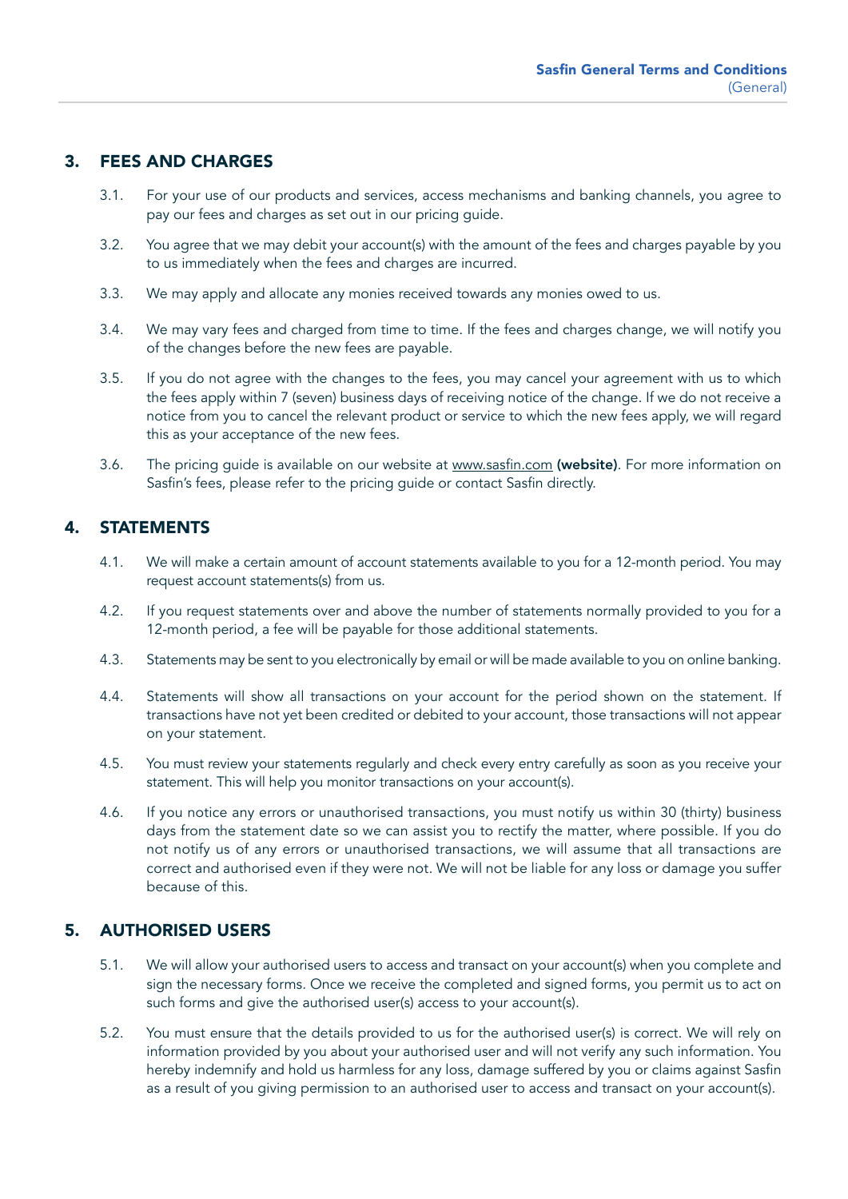## 3. FEES AND CHARGES

3.1. For your use of our products and services, access mechanisms and banking channels, you agree to pay our fees and charges as set out in our pricing guide.

3.2. You agree that we may debit your account(s) with the amount of the fees and charges payable by you to us immediately when the fees and charges are incurred.

3.3. We may apply and allocate any monies received towards any monies owed to us.

3.4. We may vary fees and charged from time to time. If the fees and charges change, we will notify you of the changes before the new fees are payable.

3.5. If you do not agree with the changes to the fees, you may cancel your agreement with us to which the fees apply within 7 (seven) business days of receiving notice of the change. If we do not receive a notice from you to cancel the relevant product or service to which the new fees apply, we will regard this as your acceptance of the new fees.

3.6. The pricing guide is available on our website at www.sasfin.com **(website)**. For more information on Sasfin's fees, please refer to the pricing guide or contact Sasfin directly.

## 4. STATEMENTS

4.1. We will make a certain amount of account statements available to you for a 12-month period. You may request account statements(s) from us.

4.2. If you request statements over and above the number of statements normally provided to you for a 12-month period, a fee will be payable for those additional statements.

4.3. Statements may be sent to you electronically by email or will be made available to you on online banking.

4.4. Statements will show all transactions on your account for the period shown on the statement. If transactions have not yet been credited or debited to your account, those transactions will not appear on your statement.

4.5. You must review your statements regularly and check every entry carefully as soon as you receive your statement. This will help you monitor transactions on your account(s).

4.6. If you notice any errors or unauthorised transactions, you must notify us within 30 (thirty) business days from the statement date so we can assist you to rectify the matter, where possible. If you do not notify us of any errors or unauthorised transactions, we will assume that all transactions are correct and authorised even if they were not. We will not be liable for any loss or damage you suffer because of this.

## 5. AUTHORISED USERS

5.1. We will allow your authorised users to access and transact on your account(s) when you complete and sign the necessary forms. Once we receive the completed and signed forms, you permit us to act on such forms and give the authorised user(s) access to your account(s).

5.2. You must ensure that the details provided to us for the authorised user(s) is correct. We will rely on information provided by you about your authorised user and will not verify any such information. You hereby indemnify and hold us harmless for any loss, damage suffered by you or claims against Sasfin as a result of you giving permission to an authorised user to access and transact on your account(s).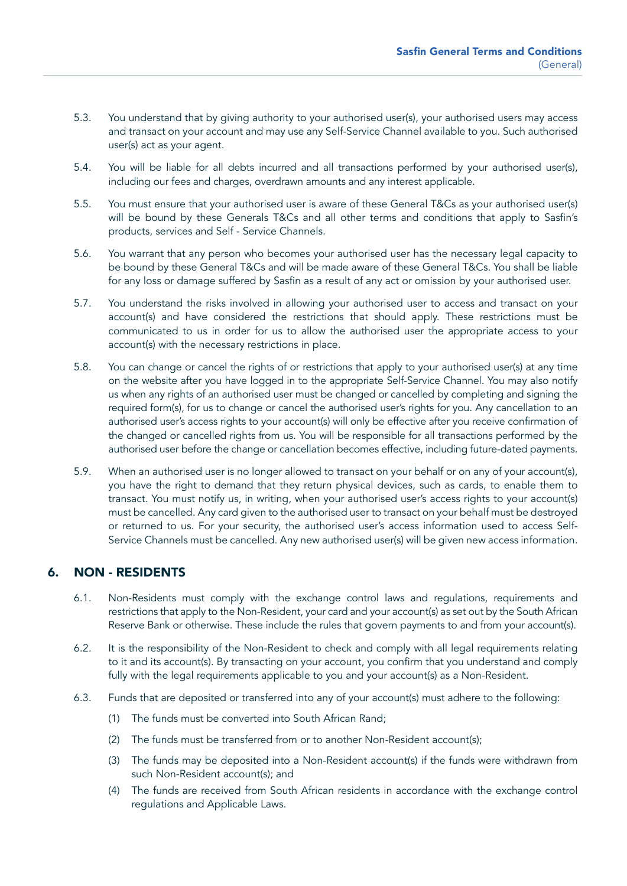5.3. You understand that by giving authority to your authorised user(s), your authorised users may access and transact on your account and may use any Self-Service Channel available to you. Such authorised user(s) act as your agent.

5.4. You will be liable for all debts incurred and all transactions performed by your authorised user(s), including our fees and charges, overdrawn amounts and any interest applicable.

5.5. You must ensure that your authorised user is aware of these General T&Cs as your authorised user(s) will be bound by these Generals T&Cs and all other terms and conditions that apply to Sasfin's products, services and Self - Service Channels.

5.6. You warrant that any person who becomes your authorised user has the necessary legal capacity to be bound by these General T&Cs and will be made aware of these General T&Cs. You shall be liable for any loss or damage suffered by Sasfin as a result of any act or omission by your authorised user.

5.7. You understand the risks involved in allowing your authorised user to access and transact on your account(s) and have considered the restrictions that should apply. These restrictions must be communicated to us in order for us to allow the authorised user the appropriate access to your account(s) with the necessary restrictions in place.

5.8. You can change or cancel the rights of or restrictions that apply to your authorised user(s) at any time on the website after you have logged in to the appropriate Self-Service Channel. You may also notify us when any rights of an authorised user must be changed or cancelled by completing and signing the required form(s), for us to change or cancel the authorised user's rights for you. Any cancellation to an authorised user's access rights to your account(s) will only be effective after you receive confirmation of the changed or cancelled rights from us. You will be responsible for all transactions performed by the authorised user before the change or cancellation becomes effective, including future-dated payments.

5.9. When an authorised user is no longer allowed to transact on your behalf or on any of your account(s), you have the right to demand that they return physical devices, such as cards, to enable them to transact. You must notify us, in writing, when your authorised user's access rights to your account(s) must be cancelled. Any card given to the authorised user to transact on your behalf must be destroyed or returned to us. For your security, the authorised user's access information used to access Self-Service Channels must be cancelled. Any new authorised user(s) will be given new access information.

## 6. NON - RESIDENTS

6.1. Non-Residents must comply with the exchange control laws and regulations, requirements and restrictions that apply to the Non-Resident, your card and your account(s) as set out by the South African Reserve Bank or otherwise. These include the rules that govern payments to and from your account(s).

6.2. It is the responsibility of the Non-Resident to check and comply with all legal requirements relating to it and its account(s). By transacting on your account, you confirm that you understand and comply fully with the legal requirements applicable to you and your account(s) as a Non-Resident.

6.3. Funds that are deposited or transferred into any of your account(s) must adhere to the following:

(1) The funds must be converted into South African Rand;

(2) The funds must be transferred from or to another Non-Resident account(s);

(3) The funds may be deposited into a Non-Resident account(s) if the funds were withdrawn from such Non-Resident account(s); and

(4) The funds are received from South African residents in accordance with the exchange control regulations and Applicable Laws.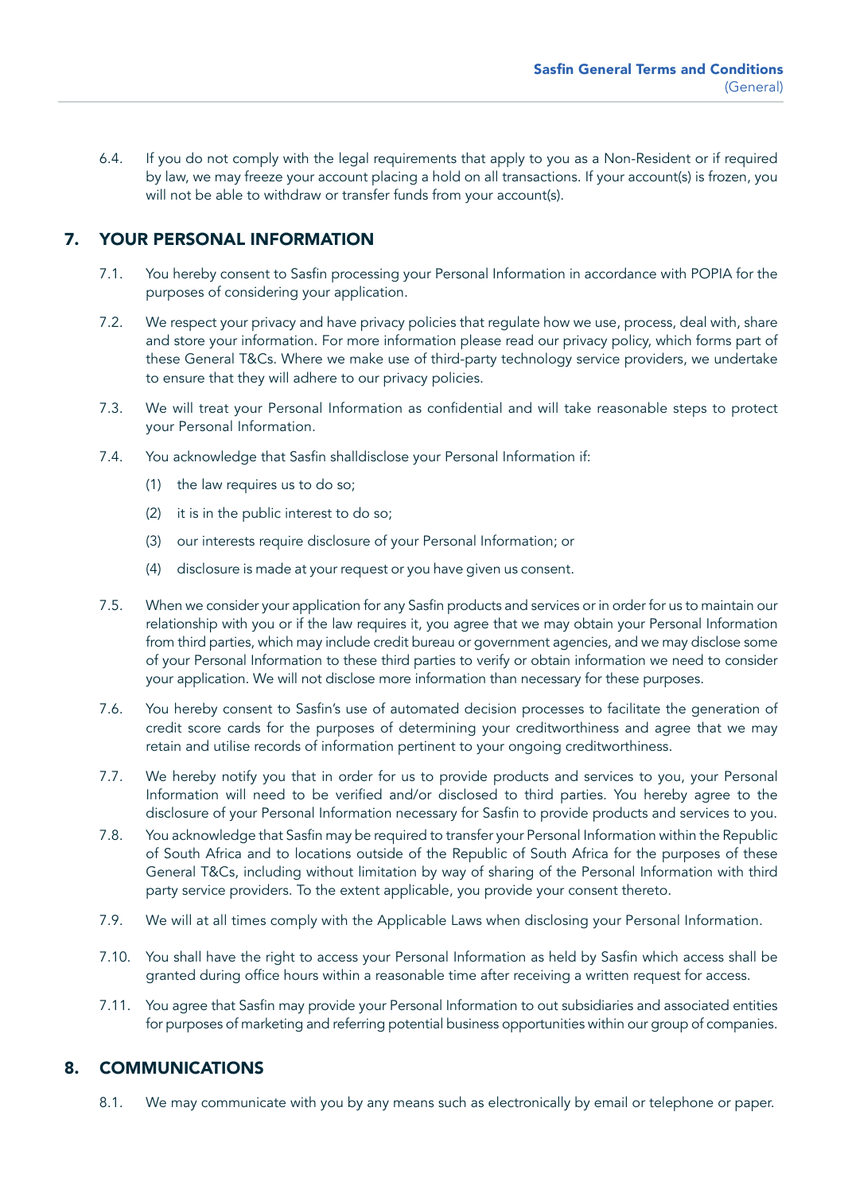6.4. If you do not comply with the legal requirements that apply to you as a Non-Resident or if required by law, we may freeze your account placing a hold on all transactions. If your account(s) is frozen, you will not be able to withdraw or transfer funds from your account(s).

## 7. YOUR PERSONAL INFORMATION

7.1. You hereby consent to Sasfin processing your Personal Information in accordance with POPIA for the purposes of considering your application.

7.2. We respect your privacy and have privacy policies that regulate how we use, process, deal with, share and store your information. For more information please read our privacy policy, which forms part of these General T&Cs. Where we make use of third-party technology service providers, we undertake to ensure that they will adhere to our privacy policies.

7.3. We will treat your Personal Information as confidential and will take reasonable steps to protect your Personal Information.

7.4. You acknowledge that Sasfin shalldisclose your Personal Information if:

(1) the law requires us to do so;

(2) it is in the public interest to do so;

(3) our interests require disclosure of your Personal Information; or

(4) disclosure is made at your request or you have given us consent.

7.5. When we consider your application for any Sasfin products and services or in order for us to maintain our relationship with you or if the law requires it, you agree that we may obtain your Personal Information from third parties, which may include credit bureau or government agencies, and we may disclose some of your Personal Information to these third parties to verify or obtain information we need to consider your application. We will not disclose more information than necessary for these purposes.

7.6. You hereby consent to Sasfin's use of automated decision processes to facilitate the generation of credit score cards for the purposes of determining your creditworthiness and agree that we may retain and utilise records of information pertinent to your ongoing creditworthiness.

7.7. We hereby notify you that in order for us to provide products and services to you, your Personal Information will need to be verified and/or disclosed to third parties. You hereby agree to the disclosure of your Personal Information necessary for Sasfin to provide products and services to you.

7.8. You acknowledge that Sasfin may be required to transfer your Personal Information within the Republic of South Africa and to locations outside of the Republic of South Africa for the purposes of these General T&Cs, including without limitation by way of sharing of the Personal Information with third party service providers. To the extent applicable, you provide your consent thereto.

7.9. We will at all times comply with the Applicable Laws when disclosing your Personal Information.

7.10. You shall have the right to access your Personal Information as held by Sasfin which access shall be granted during office hours within a reasonable time after receiving a written request for access.

7.11. You agree that Sasfin may provide your Personal Information to out subsidiaries and associated entities for purposes of marketing and referring potential business opportunities within our group of companies.

## 8. COMMUNICATIONS

8.1. We may communicate with you by any means such as electronically by email or telephone or paper.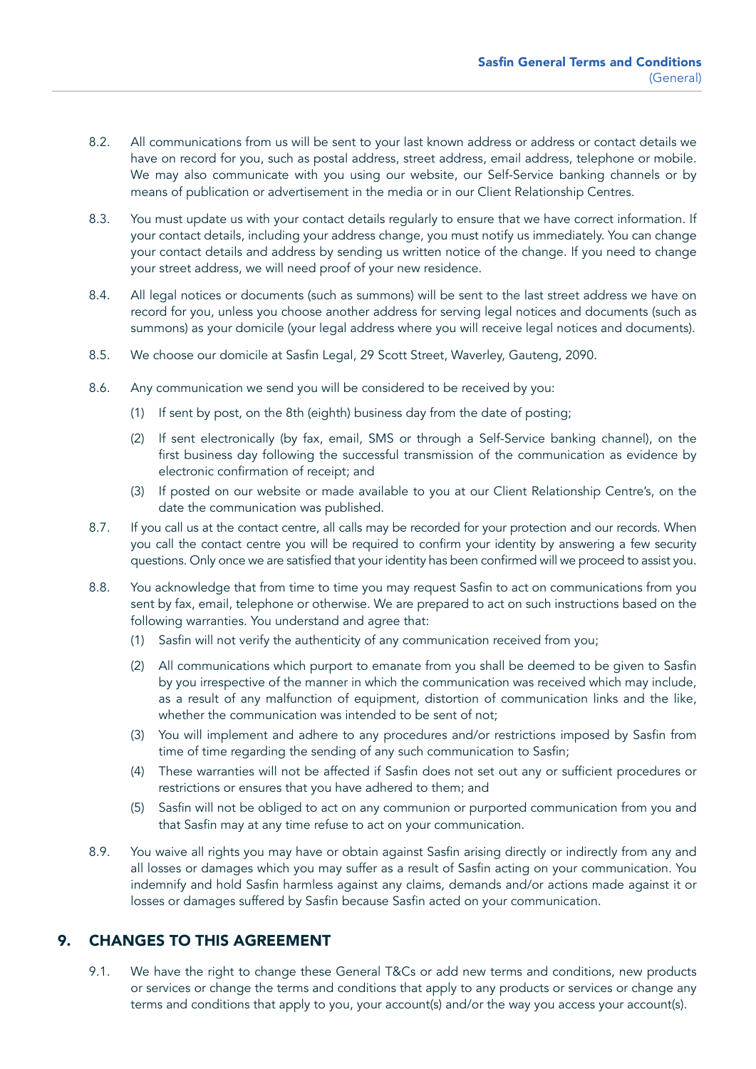8.2. All communications from us will be sent to your last known address or address or contact details we have on record for you, such as postal address, street address, email address, telephone or mobile. We may also communicate with you using our website, our Self-Service banking channels or by means of publication or advertisement in the media or in our Client Relationship Centres.

8.3. You must update us with your contact details regularly to ensure that we have correct information. If your contact details, including your address change, you must notify us immediately. You can change your contact details and address by sending us written notice of the change. If you need to change your street address, we will need proof of your new residence.

8.4. All legal notices or documents (such as summons) will be sent to the last street address we have on record for you, unless you choose another address for serving legal notices and documents (such as summons) as your domicile (your legal address where you will receive legal notices and documents).

8.5. We choose our domicile at Sasfin Legal, 29 Scott Street, Waverley, Gauteng, 2090.

8.6. Any communication we send you will be considered to be received by you:

(1) If sent by post, on the 8th (eighth) business day from the date of posting;

(2) If sent electronically (by fax, email, SMS or through a Self-Service banking channel), on the first business day following the successful transmission of the communication as evidence by electronic confirmation of receipt; and

(3) If posted on our website or made available to you at our Client Relationship Centre's, on the date the communication was published.

8.7. If you call us at the contact centre, all calls may be recorded for your protection and our records. When you call the contact centre you will be required to confirm your identity by answering a few security questions. Only once we are satisfied that your identity has been confirmed will we proceed to assist you.

8.8. You acknowledge that from time to time you may request Sasfin to act on communications from you sent by fax, email, telephone or otherwise. We are prepared to act on such instructions based on the following warranties. You understand and agree that:

(1) Sasfin will not verify the authenticity of any communication received from you;

(2) All communications which purport to emanate from you shall be deemed to be given to Sasfin by you irrespective of the manner in which the communication was received which may include, as a result of any malfunction of equipment, distortion of communication links and the like, whether the communication was intended to be sent of not;

(3) You will implement and adhere to any procedures and/or restrictions imposed by Sasfin from time of time regarding the sending of any such communication to Sasfin;

(4) These warranties will not be affected if Sasfin does not set out any or sufficient procedures or restrictions or ensures that you have adhered to them; and

(5) Sasfin will not be obliged to act on any communion or purported communication from you and that Sasfin may at any time refuse to act on your communication.

8.9. You waive all rights you may have or obtain against Sasfin arising directly or indirectly from any and all losses or damages which you may suffer as a result of Sasfin acting on your communication. You indemnify and hold Sasfin harmless against any claims, demands and/or actions made against it or losses or damages suffered by Sasfin because Sasfin acted on your communication.

## 9. CHANGES TO THIS AGREEMENT

9.1. We have the right to change these General T&Cs or add new terms and conditions, new products or services or change the terms and conditions that apply to any products or services or change any terms and conditions that apply to you, your account(s) and/or the way you access your account(s).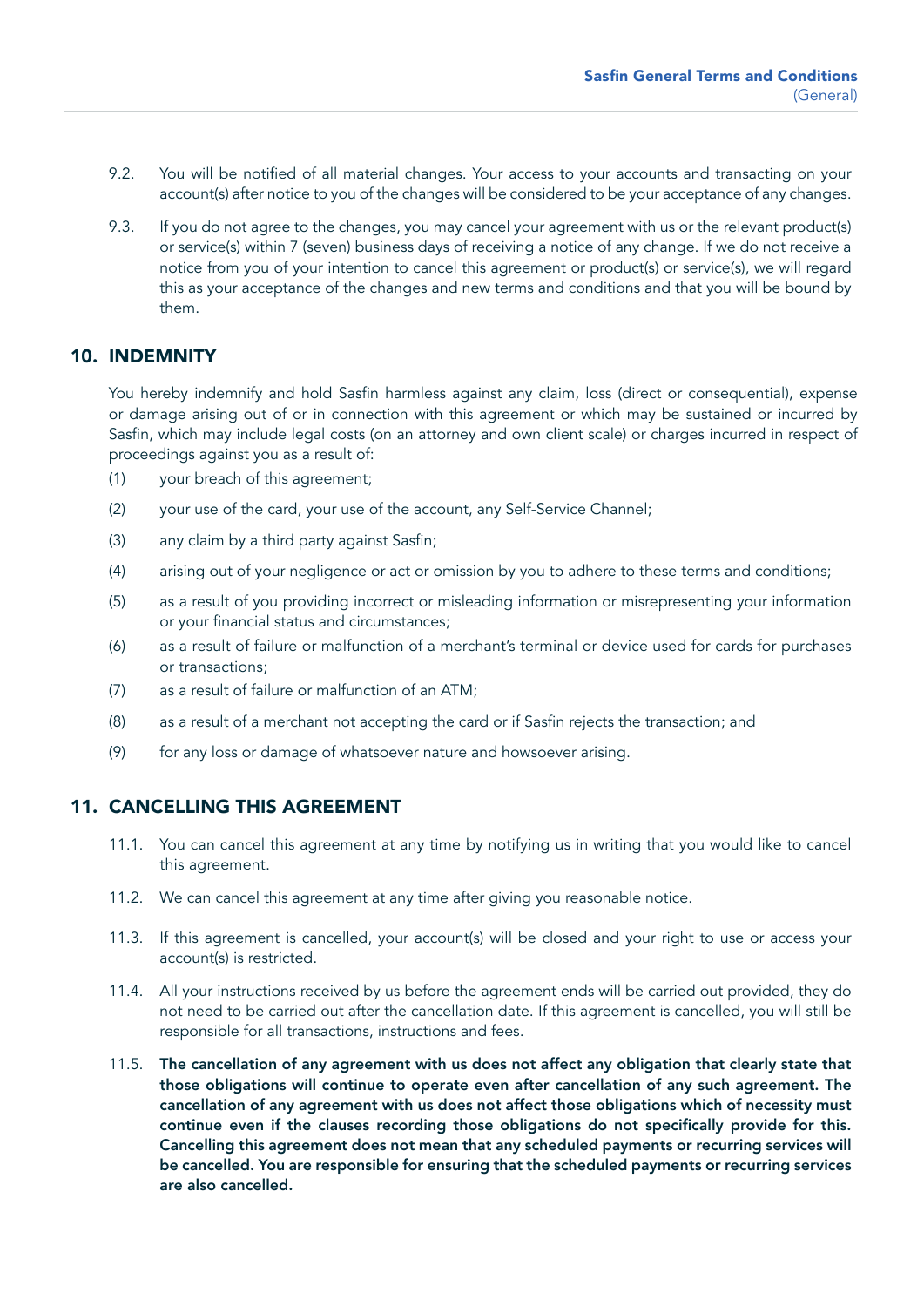9.2. You will be notified of all material changes. Your access to your accounts and transacting on your account(s) after notice to you of the changes will be considered to be your acceptance of any changes.

9.3. If you do not agree to the changes, you may cancel your agreement with us or the relevant product(s) or service(s) within 7 (seven) business days of receiving a notice of any change. If we do not receive a notice from you of your intention to cancel this agreement or product(s) or service(s), we will regard this as your acceptance of the changes and new terms and conditions and that you will be bound by them.

## 10. INDEMNITY

You hereby indemnify and hold Sasfin harmless against any claim, loss (direct or consequential), expense or damage arising out of or in connection with this agreement or which may be sustained or incurred by Sasfin, which may include legal costs (on an attorney and own client scale) or charges incurred in respect of proceedings against you as a result of:

(1) your breach of this agreement;

(2) your use of the card, your use of the account, any Self-Service Channel;

(3) any claim by a third party against Sasfin;

(4) arising out of your negligence or act or omission by you to adhere to these terms and conditions;

(5) as a result of you providing incorrect or misleading information or misrepresenting your information or your financial status and circumstances;

(6) as a result of failure or malfunction of a merchant's terminal or device used for cards for purchases or transactions;

(7) as a result of failure or malfunction of an ATM;

(8) as a result of a merchant not accepting the card or if Sasfin rejects the transaction; and

(9) for any loss or damage of whatsoever nature and howsoever arising.

## 11. CANCELLING THIS AGREEMENT

11.1. You can cancel this agreement at any time by notifying us in writing that you would like to cancel this agreement.

11.2. We can cancel this agreement at any time after giving you reasonable notice.

11.3. If this agreement is cancelled, your account(s) will be closed and your right to use or access your account(s) is restricted.

11.4. All your instructions received by us before the agreement ends will be carried out provided, they do not need to be carried out after the cancellation date. If this agreement is cancelled, you will still be responsible for all transactions, instructions and fees.

11.5. **The cancellation of any agreement with us does not affect any obligation that clearly state that those obligations will continue to operate even after cancellation of any such agreement. The cancellation of any agreement with us does not affect those obligations which of necessity must continue even if the clauses recording those obligations do not specifically provide for this. Cancelling this agreement does not mean that any scheduled payments or recurring services will be cancelled. You are responsible for ensuring that the scheduled payments or recurring services are also cancelled.**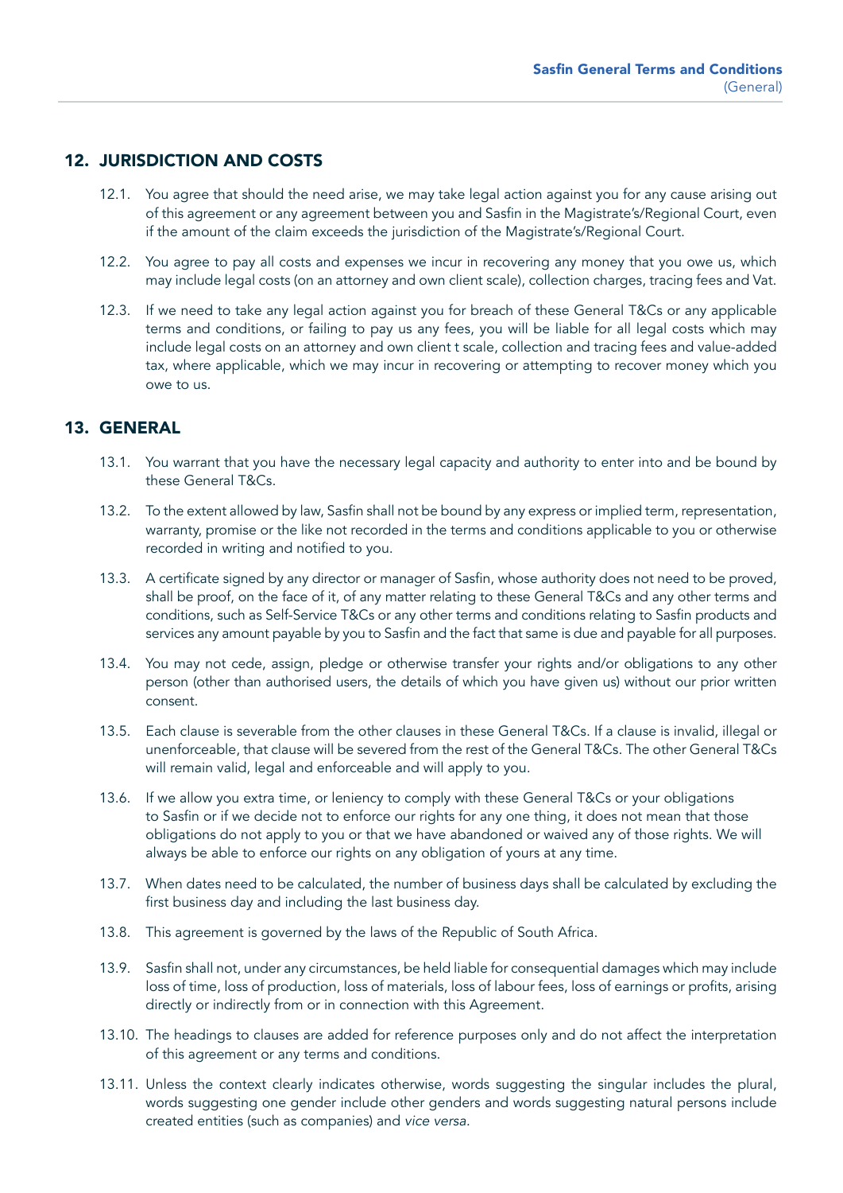## 12. JURISDICTION AND COSTS

12.1. You agree that should the need arise, we may take legal action against you for any cause arising out of this agreement or any agreement between you and Sasfin in the Magistrate's/Regional Court, even if the amount of the claim exceeds the jurisdiction of the Magistrate's/Regional Court.

12.2. You agree to pay all costs and expenses we incur in recovering any money that you owe us, which may include legal costs (on an attorney and own client scale), collection charges, tracing fees and Vat.

12.3. If we need to take any legal action against you for breach of these General T&Cs or any applicable terms and conditions, or failing to pay us any fees, you will be liable for all legal costs which may include legal costs on an attorney and own client t scale, collection and tracing fees and value-added tax, where applicable, which we may incur in recovering or attempting to recover money which you owe to us.

## 13. GENERAL

13.1. You warrant that you have the necessary legal capacity and authority to enter into and be bound by these General T&Cs.

13.2. To the extent allowed by law, Sasfin shall not be bound by any express or implied term, representation, warranty, promise or the like not recorded in the terms and conditions applicable to you or otherwise recorded in writing and notified to you.

13.3. A certificate signed by any director or manager of Sasfin, whose authority does not need to be proved, shall be proof, on the face of it, of any matter relating to these General T&Cs and any other terms and conditions, such as Self-Service T&Cs or any other terms and conditions relating to Sasfin products and services any amount payable by you to Sasfin and the fact that same is due and payable for all purposes.

13.4. You may not cede, assign, pledge or otherwise transfer your rights and/or obligations to any other person (other than authorised users, the details of which you have given us) without our prior written consent.

13.5. Each clause is severable from the other clauses in these General T&Cs. If a clause is invalid, illegal or unenforceable, that clause will be severed from the rest of the General T&Cs. The other General T&Cs will remain valid, legal and enforceable and will apply to you.

13.6. If we allow you extra time, or leniency to comply with these General T&Cs or your obligations to Sasfin or if we decide not to enforce our rights for any one thing, it does not mean that those obligations do not apply to you or that we have abandoned or waived any of those rights. We will always be able to enforce our rights on any obligation of yours at any time.

13.7. When dates need to be calculated, the number of business days shall be calculated by excluding the first business day and including the last business day.

13.8. This agreement is governed by the laws of the Republic of South Africa.

13.9. Sasfin shall not, under any circumstances, be held liable for consequential damages which may include loss of time, loss of production, loss of materials, loss of labour fees, loss of earnings or profits, arising directly or indirectly from or in connection with this Agreement.

13.10. The headings to clauses are added for reference purposes only and do not affect the interpretation of this agreement or any terms and conditions.

13.11. Unless the context clearly indicates otherwise, words suggesting the singular includes the plural, words suggesting one gender include other genders and words suggesting natural persons include created entities (such as companies) and *vice versa.*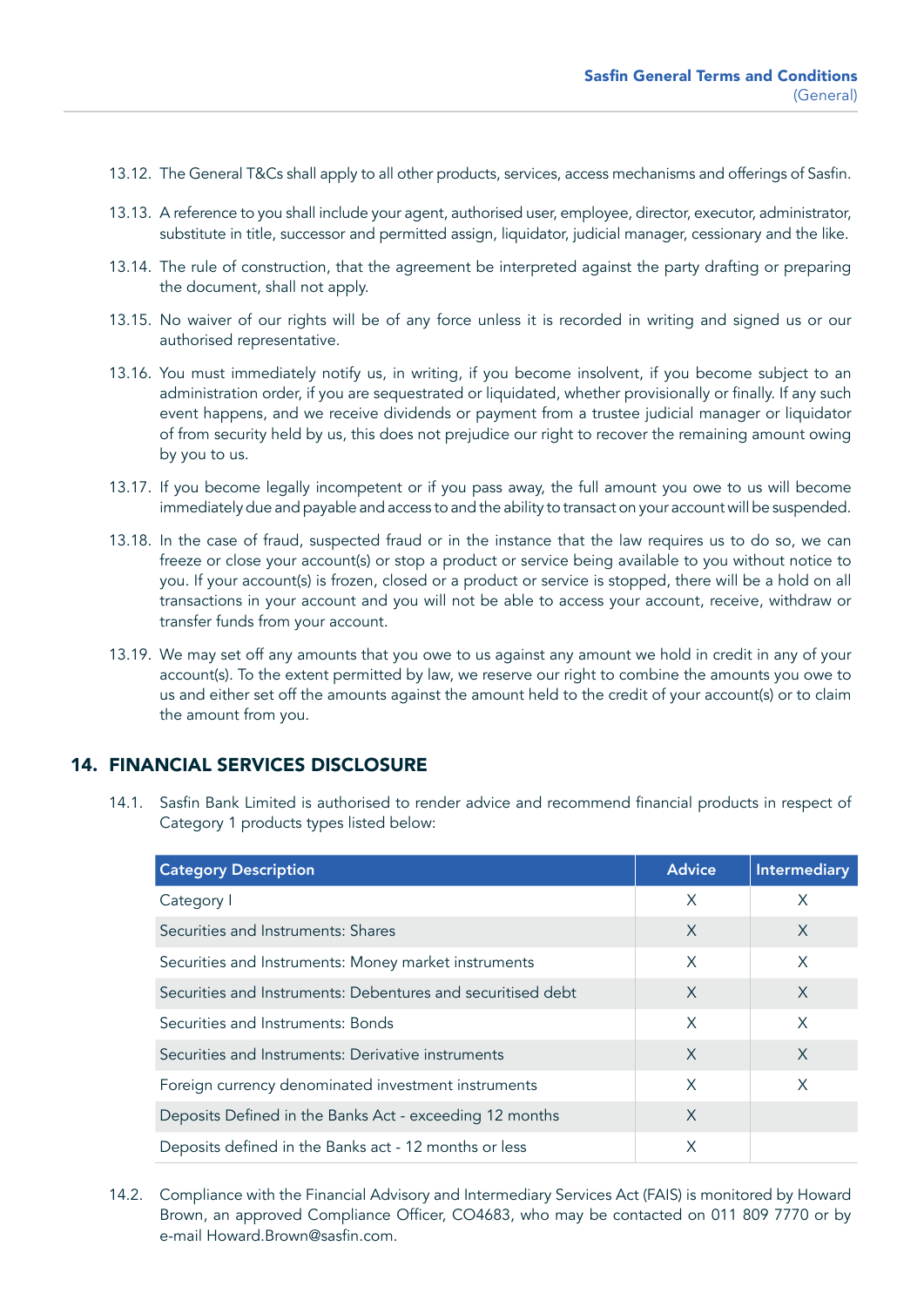13.12. The General T&Cs shall apply to all other products, services, access mechanisms and offerings of Sasfin.

13.13. A reference to you shall include your agent, authorised user, employee, director, executor, administrator, substitute in title, successor and permitted assign, liquidator, judicial manager, cessionary and the like.

13.14. The rule of construction, that the agreement be interpreted against the party drafting or preparing the document, shall not apply.

13.15. No waiver of our rights will be of any force unless it is recorded in writing and signed us or our authorised representative.

13.16. You must immediately notify us, in writing, if you become insolvent, if you become subject to an administration order, if you are sequestrated or liquidated, whether provisionally or finally. If any such event happens, and we receive dividends or payment from a trustee judicial manager or liquidator of from security held by us, this does not prejudice our right to recover the remaining amount owing by you to us.

13.17. If you become legally incompetent or if you pass away, the full amount you owe to us will become immediately due and payable and access to and the ability to transact on your account will be suspended.

13.18. In the case of fraud, suspected fraud or in the instance that the law requires us to do so, we can freeze or close your account(s) or stop a product or service being available to you without notice to you. If your account(s) is frozen, closed or a product or service is stopped, there will be a hold on all transactions in your account and you will not be able to access your account, receive, withdraw or transfer funds from your account.

13.19. We may set off any amounts that you owe to us against any amount we hold in credit in any of your account(s). To the extent permitted by law, we reserve our right to combine the amounts you owe to us and either set off the amounts against the amount held to the credit of your account(s) or to claim the amount from you.

## 14. FINANCIAL SERVICES DISCLOSURE

14.1. Sasfin Bank Limited is authorised to render advice and recommend financial products in respect of Category 1 products types listed below:

| Category Description | Advice | Intermediary |
|---|---|---|
| Category I | X | X |
| Securities and Instruments: Shares | X | X |
| Securities and Instruments: Money market instruments | X | X |
| Securities and Instruments: Debentures and securitised debt | X | X |
| Securities and Instruments: Bonds | X | X |
| Securities and Instruments: Derivative instruments | X | X |
| Foreign currency denominated investment instruments | X | X |
| Deposits Defined in the Banks Act - exceeding 12 months | X | |
| Deposits defined in the Banks act - 12 months or less | X | |

14.2. Compliance with the Financial Advisory and Intermediary Services Act (FAIS) is monitored by Howard Brown, an approved Compliance Officer, CO4683, who may be contacted on 011 809 7770 or by e-mail Howard.Brown@sasfin.com.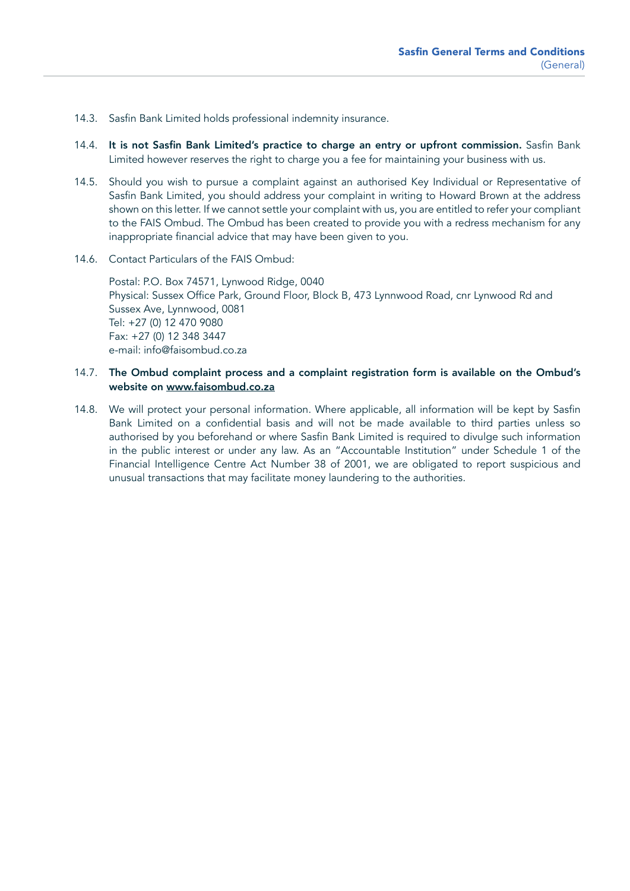14.3. Sasfin Bank Limited holds professional indemnity insurance.

14.4. **It is not Sasfin Bank Limited's practice to charge an entry or upfront commission.** Sasfin Bank Limited however reserves the right to charge you a fee for maintaining your business with us.

14.5. Should you wish to pursue a complaint against an authorised Key Individual or Representative of Sasfin Bank Limited, you should address your complaint in writing to Howard Brown at the address shown on this letter. If we cannot settle your complaint with us, you are entitled to refer your compliant to the FAIS Ombud. The Ombud has been created to provide you with a redress mechanism for any inappropriate financial advice that may have been given to you.

14.6. Contact Particulars of the FAIS Ombud:

Postal: P.O. Box 74571, Lynwood Ridge, 0040
Physical: Sussex Office Park, Ground Floor, Block B, 473 Lynnwood Road, cnr Lynwood Rd and Sussex Ave, Lynnwood, 0081
Tel: +27 (0) 12 470 9080
Fax: +27 (0) 12 348 3447
e-mail: info@faisombud.co.za

14.7. **The Ombud complaint process and a complaint registration form is available on the Ombud's website on www.faisombud.co.za**

14.8. We will protect your personal information. Where applicable, all information will be kept by Sasfin Bank Limited on a confidential basis and will not be made available to third parties unless so authorised by you beforehand or where Sasfin Bank Limited is required to divulge such information in the public interest or under any law. As an "Accountable Institution" under Schedule 1 of the Financial Intelligence Centre Act Number 38 of 2001, we are obligated to report suspicious and unusual transactions that may facilitate money laundering to the authorities.